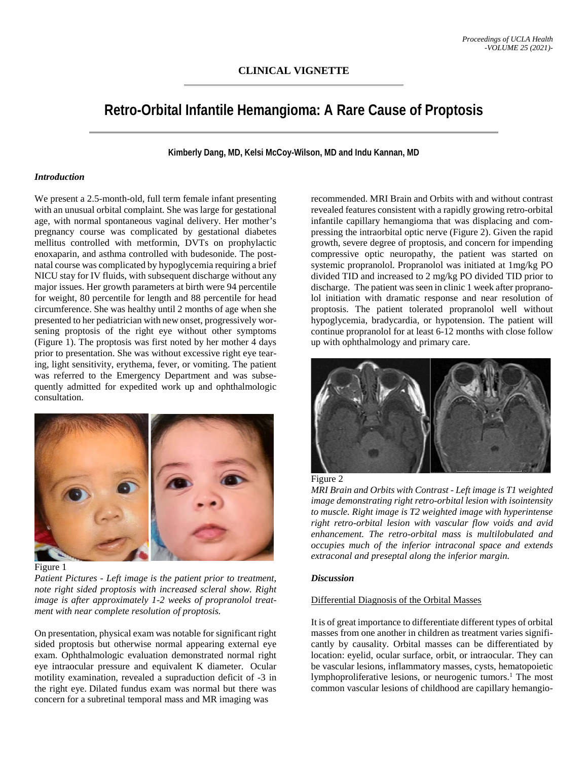**CLINICAL VIGNETTE**

# Retro-Orbital Infantile Hemangioma: A Rare Cause of Proptosis

**Kimberly Dang, MD, Kelsi McCoy-Wilson, MD and Indu Kannan, MD**

### *Introduction*

We present a 2.5-month-old, full term female infant presenting with an unusual orbital complaint. She was large for gestational age, with normal spontaneous vaginal delivery. Her mother's pregnancy course was complicated by gestational diabetes mellitus controlled with metformin, DVTs on prophylactic enoxaparin, and asthma controlled with budesonide. The post-natal course was complicated by hypoglycemia requiring a brief NICU stay for IV fluids, with subsequent discharge without any major issues. Her growth parameters at birth were 94 percentile for weight, 80 percentile for length and 88 percentile for head circumference. She was healthy until 2 months of age when she presented to her pediatrician with new onset, progressively worsening proptosis of the right eye without other symptoms (Figure 1). The proptosis was first noted by her mother 4 days prior to presentation. She was without excessive right eye tearing, light sensitivity, erythema, fever, or vomiting. The patient was referred to the Emergency Department and was subsequently admitted for expedited work up and ophthalmologic consultation.

Figure 1

*Patient Pictures - Left image is the patient prior to treatment, note right sided proptosis with increased scleral show. Right image is after approximately 1-2 weeks of propranolol treatment with near complete resolution of proptosis.*

On presentation, physical exam was notable for significant right sided proptosis but otherwise normal appearing external eye exam. Ophthalmologic evaluation demonstrated normal right eye intraocular pressure and equivalent K diameter. Ocular motility examination, revealed a supraduction deficit of -3 in the right eye. Dilated fundus exam was normal but there was concern for a subretinal temporal mass and MR imaging was recommended. MRI Brain and Orbits with and without contrast revealed features consistent with a rapidly growing retro-orbital infantile capillary hemangioma that was displacing and compressing the intraorbital optic nerve (Figure 2). Given the rapid growth, severe degree of proptosis, and concern for impending compressive optic neuropathy, the patient was started on systemic propranolol. Propranolol was initiated at 1mg/kg PO divided TID and increased to 2 mg/kg PO divided TID prior to discharge. The patient was seen in clinic 1 week after propranolol initiation with dramatic response and near resolution of proptosis. The patient tolerated propranolol well without hypoglycemia, bradycardia, or hypotension. The patient will continue propranolol for at least 6-12 months with close follow up with ophthalmology and primary care.

Figure 2

*MRI Brain and Orbits with Contrast - Left image is T1 weighted image demonstrating right retro-orbital lesion with isointensity to muscle. Right image is T2 weighted image with hyperintense right retro-orbital lesion with vascular flow voids and avid enhancement. The retro-orbital mass is multilobulated and occupies much of the inferior intraconal space and extends extraconal and preseptal along the inferior margin.*

### *Discussion*

Differential Diagnosis of the Orbital Masses

It is of great importance to differentiate different types of orbital masses from one another in children as treatment varies significantly by causality. Orbital masses can be differentiated by location: eyelid, ocular surface, orbit, or intraocular. They can be vascular lesions, inflammatory masses, cysts, hematopoietic lymphoproliferative lesions, or neurogenic tumors.[1] The most common vascular lesions of childhood are capillary hemangio-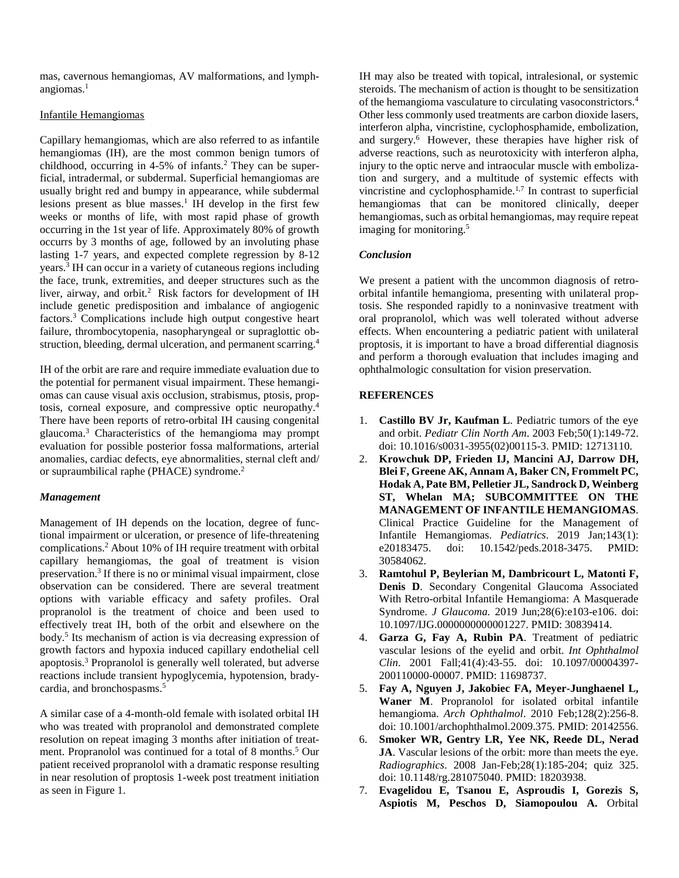mas, cavernous hemangiomas, AV malformations, and lymphangiomas.[1]

Infantile Hemangiomas

Capillary hemangiomas, which are also referred to as infantile hemangiomas (IH), are the most common benign tumors of childhood, occurring in 4-5% of infants.[2] They can be superficial, intradermal, or subdermal. Superficial hemangiomas are usually bright red and bumpy in appearance, while subdermal lesions present as blue masses.[1] IH develop in the first few weeks or months of life, with most rapid phase of growth occurring in the 1st year of life. Approximately 80% of growth occurrs by 3 months of age, followed by an involuting phase lasting 1-7 years, and expected complete regression by 8-12 years.[3] IH can occur in a variety of cutaneous regions including the face, trunk, extremities, and deeper structures such as the liver, airway, and orbit.[2] Risk factors for development of IH include genetic predisposition and imbalance of angiogenic factors.[3] Complications include high output congestive heart failure, thrombocytopenia, nasopharyngeal or supraglottic obstruction, bleeding, dermal ulceration, and permanent scarring.[4]

IH of the orbit are rare and require immediate evaluation due to the potential for permanent visual impairment. These hemangiomas can cause visual axis occlusion, strabismus, ptosis, proptosis, corneal exposure, and compressive optic neuropathy.[4] There have been reports of retro-orbital IH causing congenital glaucoma.[3] Characteristics of the hemangioma may prompt evaluation for possible posterior fossa malformations, arterial anomalies, cardiac defects, eye abnormalities, sternal cleft and/or supraumbilical raphe (PHACE) syndrome.[2]

### *Management*

Management of IH depends on the location, degree of functional impairment or ulceration, or presence of life-threatening complications.[2] About 10% of IH require treatment with orbital capillary hemangiomas, the goal of treatment is vision preservation.[3] If there is no or minimal visual impairment, close observation can be considered. There are several treatment options with variable efficacy and safety profiles. Oral propranolol is the treatment of choice and been used to effectively treat IH, both of the orbit and elsewhere on the body.[5] Its mechanism of action is via decreasing expression of growth factors and hypoxia induced capillary endothelial cell apoptosis.[3] Propranolol is generally well tolerated, but adverse reactions include transient hypoglycemia, hypotension, bradycardia, and bronchospasms.[5]

A similar case of a 4-month-old female with isolated orbital IH who was treated with propranolol and demonstrated complete resolution on repeat imaging 3 months after initiation of treatment. Propranolol was continued for a total of 8 months.[5] Our patient received propranolol with a dramatic response resulting in near resolution of proptosis 1-week post treatment initiation as seen in Figure 1.

IH may also be treated with topical, intralesional, or systemic steroids. The mechanism of action is thought to be sensitization of the hemangioma vasculature to circulating vasoconstrictors.[4] Other less commonly used treatments are carbon dioxide lasers, interferon alpha, vincristine, cyclophosphamide, embolization, and surgery.[6] However, these therapies have higher risk of adverse reactions, such as neurotoxicity with interferon alpha, injury to the optic nerve and intraocular muscle with embolization and surgery, and a multitude of systemic effects with vincristine and cyclophosphamide.[1,7] In contrast to superficial hemangiomas that can be monitored clinically, deeper hemangiomas, such as orbital hemangiomas, may require repeat imaging for monitoring.[5]

### *Conclusion*

We present a patient with the uncommon diagnosis of retro-orbital infantile hemangioma, presenting with unilateral proptosis. She responded rapidly to a noninvasive treatment with oral propranolol, which was well tolerated without adverse effects. When encountering a pediatric patient with unilateral proptosis, it is important to have a broad differential diagnosis and perform a thorough evaluation that includes imaging and ophthalmologic consultation for vision preservation.

## REFERENCES

1. **Castillo BV Jr, Kaufman L**. Pediatric tumors of the eye and orbit. *Pediatr Clin North Am*. 2003 Feb;50(1):149-72. doi: 10.1016/s0031-3955(02)00115-3. PMID: 12713110.
2. **Krowchuk DP, Frieden IJ, Mancini AJ, Darrow DH, Blei F, Greene AK, Annam A, Baker CN, Frommelt PC, Hodak A, Pate BM, Pelletier JL, Sandrock D, Weinberg ST, Whelan MA; SUBCOMMITTEE ON THE MANAGEMENT OF INFANTILE HEMANGIOMAS**. Clinical Practice Guideline for the Management of Infantile Hemangiomas. *Pediatrics*. 2019 Jan;143(1): e20183475. doi: 10.1542/peds.2018-3475. PMID: 30584062.
3. **Ramtohul P, Beylerian M, Dambricourt L, Matonti F, Denis D**. Secondary Congenital Glaucoma Associated With Retro-orbital Infantile Hemangioma: A Masquerade Syndrome. *J Glaucoma*. 2019 Jun;28(6):e103-e106. doi: 10.1097/IJG.0000000000001227. PMID: 30839414.
4. **Garza G, Fay A, Rubin PA**. Treatment of pediatric vascular lesions of the eyelid and orbit. *Int Ophthalmol Clin*. 2001 Fall;41(4):43-55. doi: 10.1097/00004397-200110000-00007. PMID: 11698737.
5. **Fay A, Nguyen J, Jakobiec FA, Meyer-Junghaenel L, Waner M**. Propranolol for isolated orbital infantile hemangioma. *Arch Ophthalmol*. 2010 Feb;128(2):256-8. doi: 10.1001/archophthalmol.2009.375. PMID: 20142556.
6. **Smoker WR, Gentry LR, Yee NK, Reede DL, Nerad JA**. Vascular lesions of the orbit: more than meets the eye. *Radiographics*. 2008 Jan-Feb;28(1):185-204; quiz 325. doi: 10.1148/rg.281075040. PMID: 18203938.
7. **Evagelidou E, Tsanou E, Asproudis I, Gorezis S, Aspiotis M, Peschos D, Siamopoulou A.** Orbital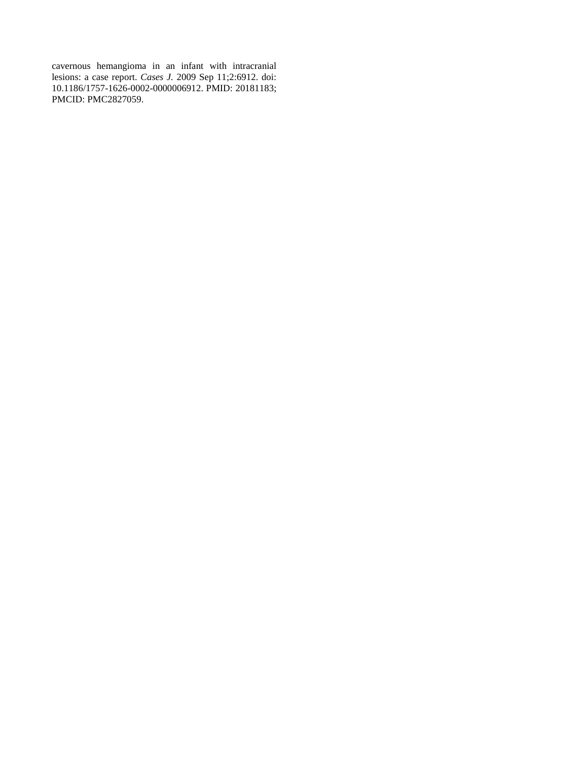cavernous hemangioma in an infant with intracranial lesions: a case report. *Cases J*. 2009 Sep 11;2:6912. doi: 10.1186/1757-1626-0002-0000006912. PMID: 20181183; PMCID: PMC2827059.